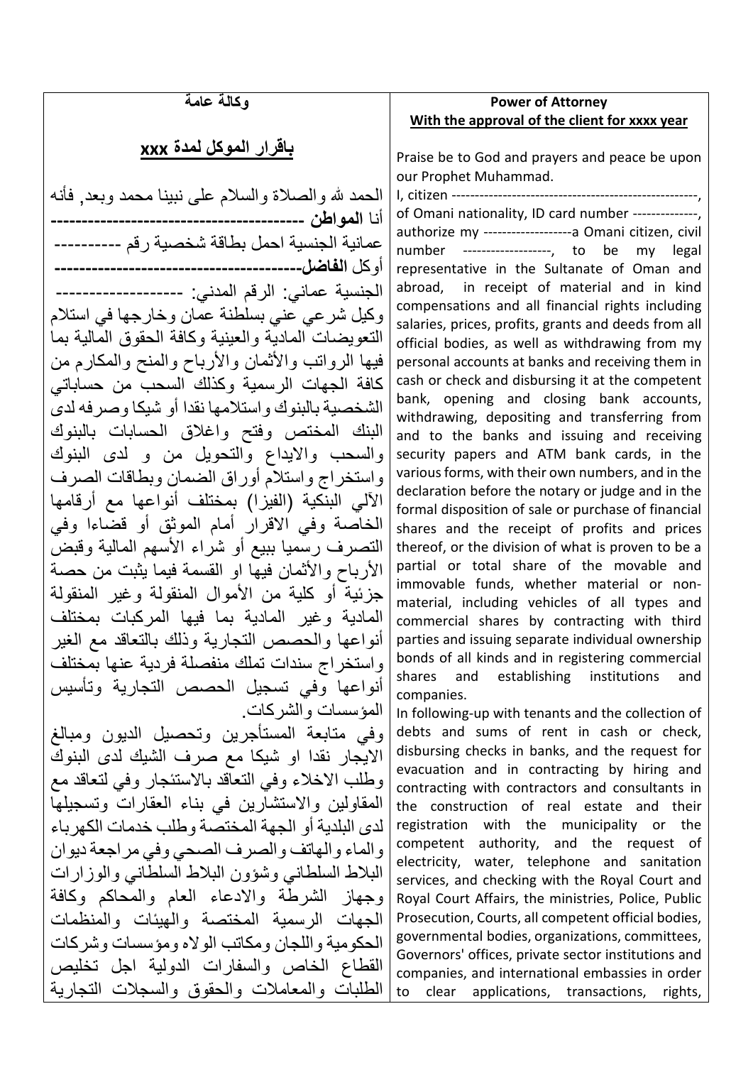| وكالة عامة | **Power of Attorney** |
| --- | --- |
| **باقرار الموكل لمدة xxx** | **With the approval of the client for xxxx year** |
| الحمد لله والصلاة والسلام على نبينا محمد وبعد, فأنه أنا **المواطن** ---------------------------------------- عمانية الجنسية احمل بطاقة شخصية رقم ---------- أوكل **الفاضل**--------------------------------------- الجنسية عماني: الرقم المدني: ------------------- وكيل شرعي عني بسلطنة عمان وخارجها في استلام التعويضات المادية والعينية وكافة الحقوق المالية بما فيها الرواتب والأثمان والأرباح والمنح والمكارم من كافة الجهات الرسمية وكذلك السحب من حساباتي الشخصية بالبنوك واستلامها نقدا أو شيكا وصرفه لدى البنك المختص وفتح واغلاق الحسابات بالبنوك والسحب والايداع والتحويل من و لدى البنوك واستخراج واستلام أوراق الضمان وبطاقات الصرف الآلي البنكية (الفيزا) بمختلف أنواعها مع أرقامها الخاصة وفي الاقرار أمام الموثق أو قضاءا وفي التصرف رسميا ببيع أو شراء الأسهم المالية وقبض الأرباح والأثمان فيها او القسمة فيما يثبت من حصة جزئية أو كلية من الأموال المنقولة وغير المنقولة المادية وغير المادية بما فيها المركبات بمختلف أنواعها والحصص التجارية وذلك بالتعاقد مع الغير واستخراج سندات تملك منفصلة فردية عنها بمختلف أنواعها وفي تسجيل الحصص التجارية وتأسيس المؤسسات والشركات. | Praise be to God and prayers and peace be upon our Prophet Muhammad. I, citizen ----------------------------------------------------, of Omani nationality, ID card number -------------, authorize my -------------------a Omani citizen, civil number -------------------, to be my legal representative in the Sultanate of Oman and abroad, in receipt of material and in kind compensations and all financial rights including salaries, prices, profits, grants and deeds from all official bodies, as well as withdrawing from my personal accounts at banks and receiving them in cash or check and disbursing it at the competent bank, opening and closing bank accounts, withdrawing, depositing and transferring from and to the banks and issuing and receiving security papers and ATM bank cards, in the various forms, with their own numbers, and in the declaration before the notary or judge and in the formal disposition of sale or purchase of financial shares and the receipt of profits and prices thereof, or the division of what is proven to be a partial or total share of the movable and immovable funds, whether material or non-material, including vehicles of all types and commercial shares by contracting with third parties and issuing separate individual ownership bonds of all kinds and in registering commercial shares and establishing institutions and companies. |
| وفي متابعة المستأجرين وتحصيل الديون ومبالغ الايجار نقدا او شيكا مع صرف الشيك لدى البنوك وطلب الاخلاء وفي التعاقد بالاستئجار وفي لتعاقد مع المقاولين والاستشارين في بناء العقارات وتسجيلها لدى البلدية أو الجهة المختصة وطلب خدمات الكهرباء والماء والهاتف والصرف الصحي وفي مراجعة ديوان البلاط السلطاني وشؤون البلاط السلطاني والوزارات وجهاز الشرطة والادعاء العام والمحاكم وكافة الجهات الرسمية المختصة والهيئات والمنظمات الحكومية واللجان ومكاتب الولاه ومؤسسات وشركات القطاع الخاص والسفارات الدولية اجل تخليص الطلبات والمعاملات والحقوق والسجلات التجارية | In following-up with tenants and the collection of debts and sums of rent in cash or check, disbursing checks in banks, and the request for evacuation and in contracting by hiring and contracting with contractors and consultants in the construction of real estate and their registration with the municipality or the competent authority, and the request of electricity, water, telephone and sanitation services, and checking with the Royal Court and Royal Court Affairs, the ministries, Police, Public Prosecution, Courts, all competent official bodies, governmental bodies, organizations, committees, Governors' offices, private sector institutions and companies, and international embassies in order to clear applications, transactions, rights, |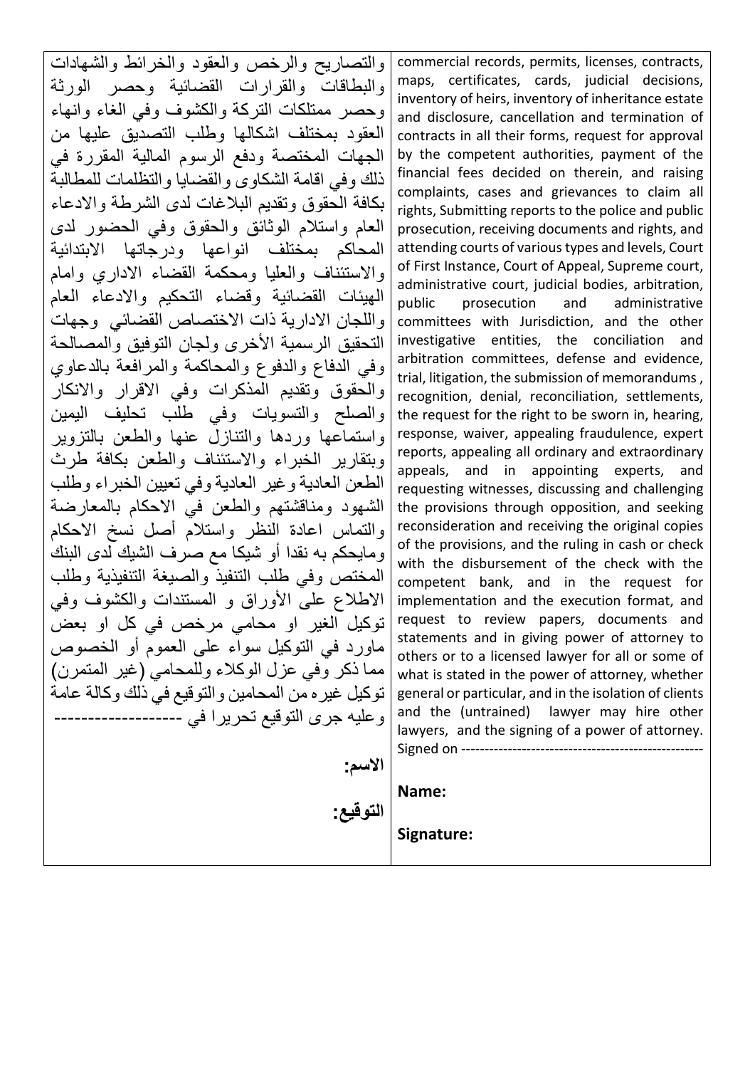| | |
|---|---|
| والتصاريح والرخص والعقود والخرائط والشهادات والبطاقات والقرارات القضائية وحصر الورثة وحصر ممتلكات التركة والكشوف وفي الغاء وانهاء العقود بمختلف اشكالها وطلب التصديق عليها من الجهات المختصة ودفع الرسوم المالية المقررة في ذلك وفي اقامة الشكاوى والقضايا والتظلمات للمطالبة بكافة الحقوق وتقديم البلاغات لدى الشرطة والادعاء العام واستلام الوثائق والحقوق وفي الحضور لدى المحاكم بمختلف انواعها ودرجاتها الابتدائية والاستئناف والعليا ومحكمة القضاء الاداري وامام الهيئات القضائية وقضاء التحكيم والادعاء العام واللجان الادارية ذات الاختصاص القضائي وجهات التحقيق الرسمية الأخرى ولجان التوفيق والمصالحة وفي الدفاع والدفوع والمحاكمة والمرافعة بالدعاوي والحقوق وتقديم المذكرات وفي الاقرار والانكار والصلح والتسويات وفي طلب تحليف اليمين واستماعها وردها والتنازل عنها والطعن بالتزوير وبتقارير الخبراء والاستئناف والطعن بكافة طرق الطعن العادية وغير العادية وفي تعيين الخبراء وطلب الشهود ومناقشتهم والطعن في الاحكام بالمعارضة والتماس اعادة النظر واستلام أصل نسخ الاحكام ومايحكم به نقدا أو شيكا مع صرف الشيك لدى البنك المختص وفي طلب التنفيذ والصيغة التنفيذية وطلب الاطلاع على الأوراق و المستندات والكشوف وفي توكيل الغير او محامي مرخص في كل او بعض ماورد في التوكيل سواء على العموم أو الخصوص مما ذكر وفي عزل الوكلاء وللمحامي (غير المتمرن) توكيل غيره من المحامين والتوقيع في ذلك وكالة عامة وعليه جرى التوقيع تحريرا في ------------------<br><br>**الاسم:**<br><br>**التوقيع:** | commercial records, permits, licenses, contracts, maps, certificates, cards, judicial decisions, inventory of heirs, inventory of inheritance estate and disclosure, cancellation and termination of contracts in all their forms, request for approval by the competent authorities, payment of the financial fees decided on therein, and raising complaints, cases and grievances to claim all rights, Submitting reports to the police and public prosecution, receiving documents and rights, and attending courts of various types and levels, Court of First Instance, Court of Appeal, Supreme court, administrative court, judicial bodies, arbitration, public prosecution and administrative committees with Jurisdiction, and the other investigative entities, the conciliation and arbitration committees, defense and evidence, trial, litigation, the submission of memorandums , recognition, denial, reconciliation, settlements, the request for the right to be sworn in, hearing, response, waiver, appealing fraudulence, expert reports, appealing all ordinary and extraordinary appeals, and in appointing experts, and requesting witnesses, discussing and challenging the provisions through opposition, and seeking reconsideration and receiving the original copies of the provisions, and the ruling in cash or check with the disbursement of the check with the competent bank, and in the request for implementation and the execution format, and request to review papers, documents and statements and in giving power of attorney to others or to a licensed lawyer for all or some of what is stated in the power of attorney, whether general or particular, and in the isolation of clients and the (untrained) lawyer may hire other lawyers, and the signing of a power of attorney. Signed on --------------------------------------------------<br><br>**Name:**<br><br>**Signature:** |